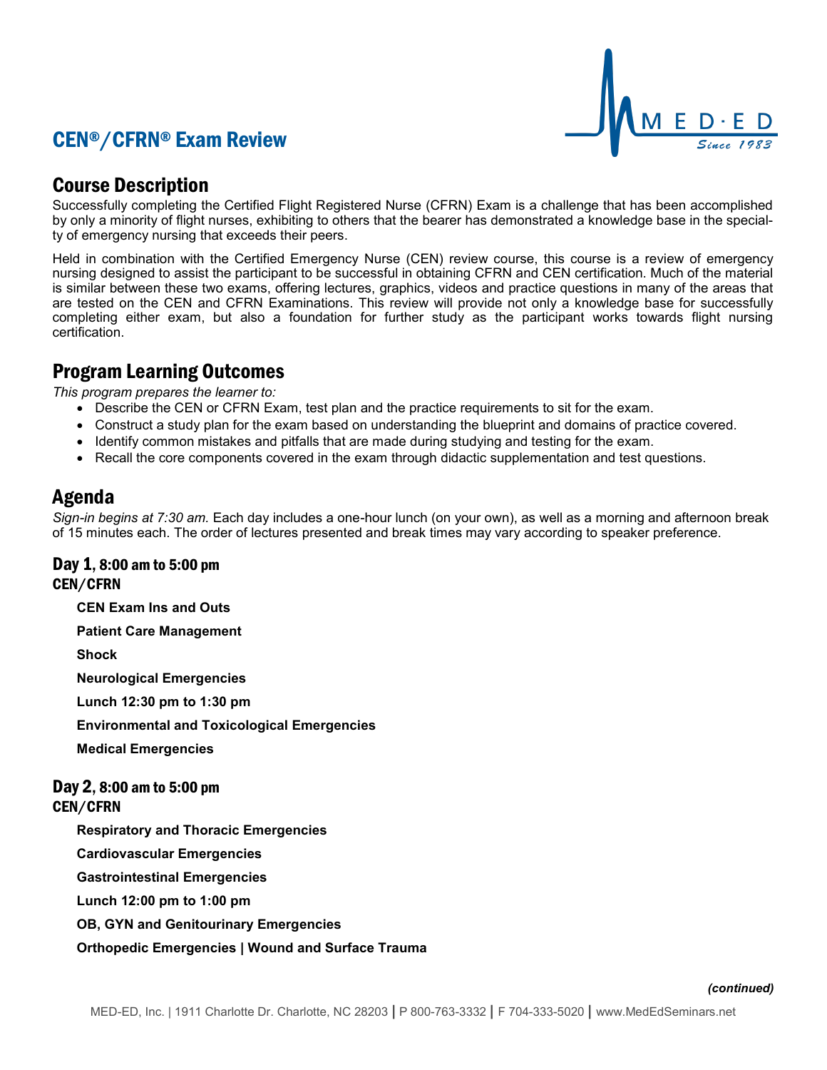# CEN®/CFRN® Exam Review

MED·ED Since 1983

## Course Description

Successfully completing the Certified Flight Registered Nurse (CFRN) Exam is a challenge that has been accomplished by only a minority of flight nurses, exhibiting to others that the bearer has demonstrated a knowledge base in the specialty of emergency nursing that exceeds their peers.

Held in combination with the Certified Emergency Nurse (CEN) review course, this course is a review of emergency nursing designed to assist the participant to be successful in obtaining CFRN and CEN certification. Much of the material is similar between these two exams, offering lectures, graphics, videos and practice questions in many of the areas that are tested on the CEN and CFRN Examinations. This review will provide not only a knowledge base for successfully completing either exam, but also a foundation for further study as the participant works towards flight nursing certification.

## Program Learning Outcomes

*This program prepares the learner to:*

- Describe the CEN or CFRN Exam, test plan and the practice requirements to sit for the exam.
- Construct a study plan for the exam based on understanding the blueprint and domains of practice covered.
- Identify common mistakes and pitfalls that are made during studying and testing for the exam.
- Recall the core components covered in the exam through didactic supplementation and test questions.

## Agenda

*Sign-in begins at 7:30 am.* Each day includes a one-hour lunch (on your own), as well as a morning and afternoon break of 15 minutes each. The order of lectures presented and break times may vary according to speaker preference.

### Day 1, 8:00 am to 5:00 pm

**CEN/CFRN**

**CEN Exam Ins and Outs**

**Patient Care Management**

**Shock**

**Neurological Emergencies**

**Lunch 12:30 pm to 1:30 pm**

**Environmental and Toxicological Emergencies**

**Medical Emergencies**

### Day 2, 8:00 am to 5:00 pm

**CEN/CFRN**

**Respiratory and Thoracic Emergencies**

**Cardiovascular Emergencies**

**Gastrointestinal Emergencies**

**Lunch 12:00 pm to 1:00 pm**

**OB, GYN and Genitourinary Emergencies**

**Orthopedic Emergencies | Wound and Surface Trauma**

***(continued)***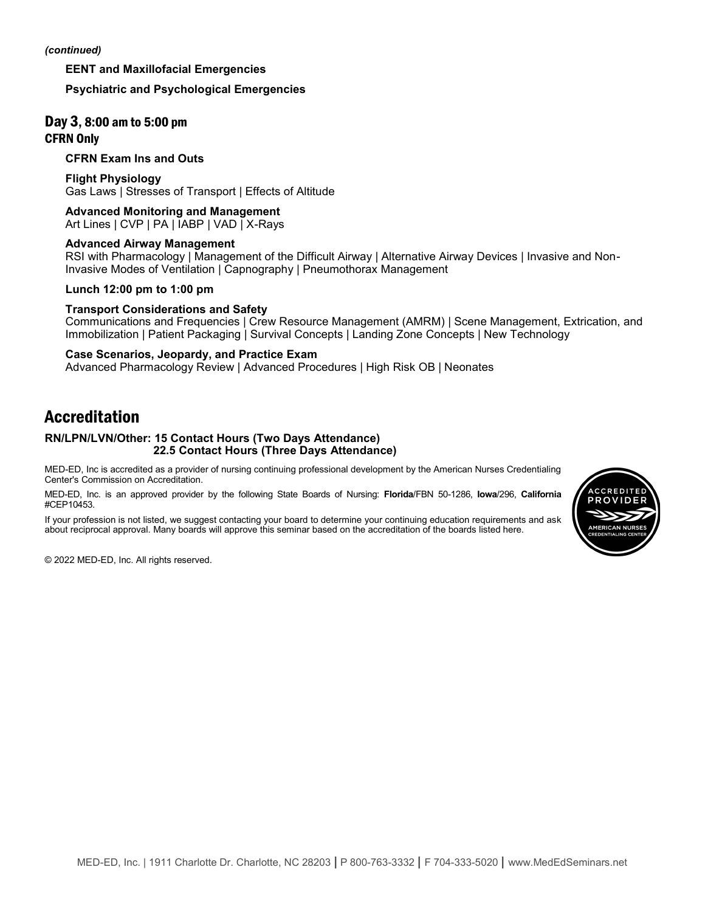*(continued)*

**EENT and Maxillofacial Emergencies**

**Psychiatric and Psychological Emergencies**

## Day 3, 8:00 am to 5:00 pm
### CFRN Only

**CFRN Exam Ins and Outs**

**Flight Physiology**
Gas Laws | Stresses of Transport | Effects of Altitude

**Advanced Monitoring and Management**
Art Lines | CVP | PA | IABP | VAD | X-Rays

**Advanced Airway Management**
RSI with Pharmacology | Management of the Difficult Airway | Alternative Airway Devices | Invasive and Non-Invasive Modes of Ventilation | Capnography | Pneumothorax Management

**Lunch 12:00 pm to 1:00 pm**

**Transport Considerations and Safety**
Communications and Frequencies | Crew Resource Management (AMRM) | Scene Management, Extrication, and Immobilization | Patient Packaging | Survival Concepts | Landing Zone Concepts | New Technology

**Case Scenarios, Jeopardy, and Practice Exam**
Advanced Pharmacology Review | Advanced Procedures | High Risk OB | Neonates

## Accreditation

**RN/LPN/LVN/Other: 15 Contact Hours (Two Days Attendance)**
**22.5 Contact Hours (Three Days Attendance)**

MED-ED, Inc is accredited as a provider of nursing continuing professional development by the American Nurses Credentialing Center's Commission on Accreditation.

MED-ED, Inc. is an approved provider by the following State Boards of Nursing: **Florida**/FBN 50-1286, **Iowa**/296, **California** #CEP10453.

If your profession is not listed, we suggest contacting your board to determine your continuing education requirements and ask about reciprocal approval. Many boards will approve this seminar based on the accreditation of the boards listed here.

ACCREDITED PROVIDER
AMERICAN NURSES CREDENTIALING CENTER

© 2022 MED-ED, Inc. All rights reserved.

MED-ED, Inc. | 1911 Charlotte Dr. Charlotte, NC 28203 | P 800-763-3332 | F 704-333-5020 | www.MedEdSeminars.net